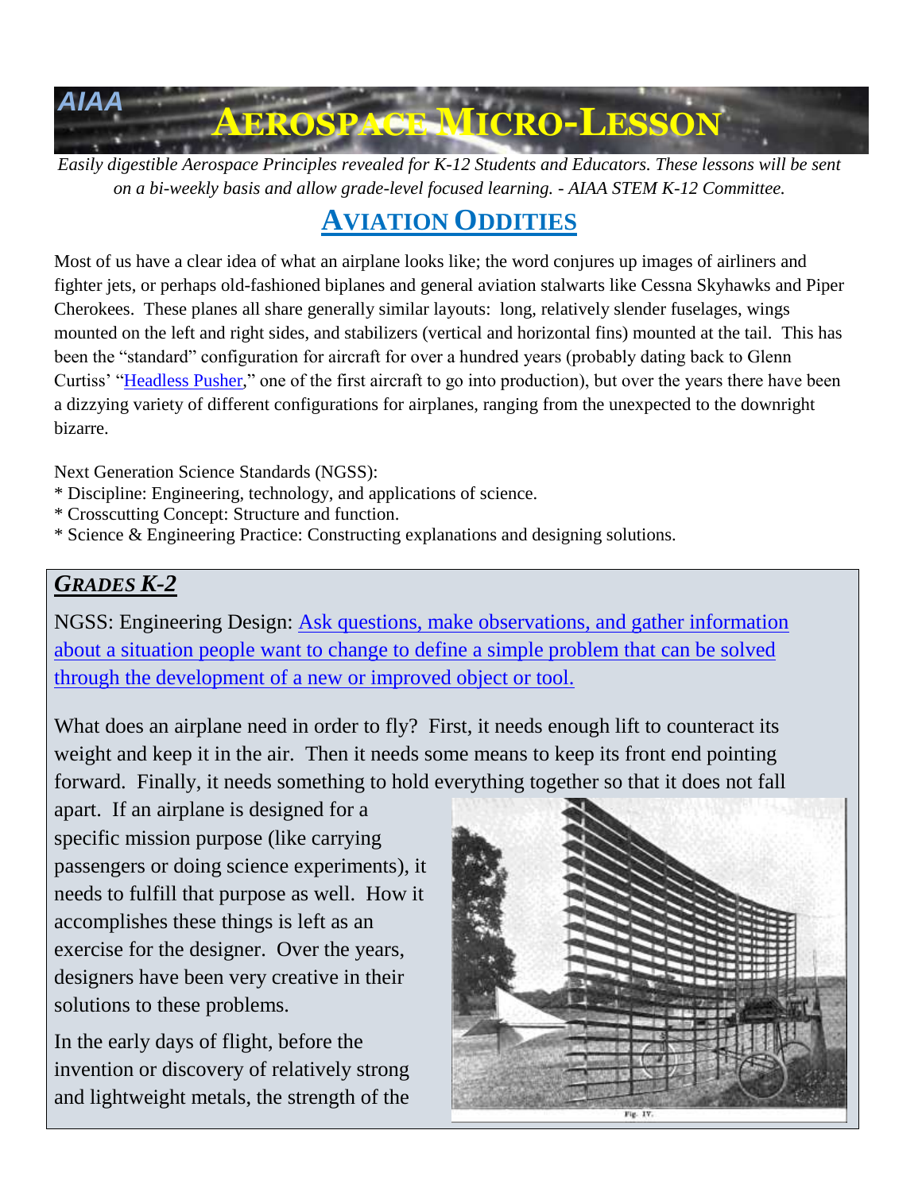AIAA

# AEROSPACE MICRO-LESSON

*Easily digestible Aerospace Principles revealed for K-12 Students and Educators. These lessons will be sent on a bi-weekly basis and allow grade-level focused learning. - AIAA STEM K-12 Committee.*

## AVIATION ODDITIES

Most of us have a clear idea of what an airplane looks like; the word conjures up images of airliners and fighter jets, or perhaps old-fashioned biplanes and general aviation stalwarts like Cessna Skyhawks and Piper Cherokees. These planes all share generally similar layouts: long, relatively slender fuselages, wings mounted on the left and right sides, and stabilizers (vertical and horizontal fins) mounted at the tail. This has been the "standard" configuration for aircraft for over a hundred years (probably dating back to Glenn Curtiss' "Headless Pusher," one of the first aircraft to go into production), but over the years there have been a dizzying variety of different configurations for airplanes, ranging from the unexpected to the downright bizarre.

Next Generation Science Standards (NGSS):
* Discipline: Engineering, technology, and applications of science.
* Crosscutting Concept: Structure and function.
* Science & Engineering Practice: Constructing explanations and designing solutions.

### *GRADES K-2*

NGSS: Engineering Design: Ask questions, make observations, and gather information about a situation people want to change to define a simple problem that can be solved through the development of a new or improved object or tool.

What does an airplane need in order to fly? First, it needs enough lift to counteract its weight and keep it in the air. Then it needs some means to keep its front end pointing forward. Finally, it needs something to hold everything together so that it does not fall apart. If an airplane is designed for a specific mission purpose (like carrying passengers or doing science experiments), it needs to fulfill that purpose as well. How it accomplishes these things is left as an exercise for the designer. Over the years, designers have been very creative in their solutions to these problems.

Fig. IV.

In the early days of flight, before the invention or discovery of relatively strong and lightweight metals, the strength of the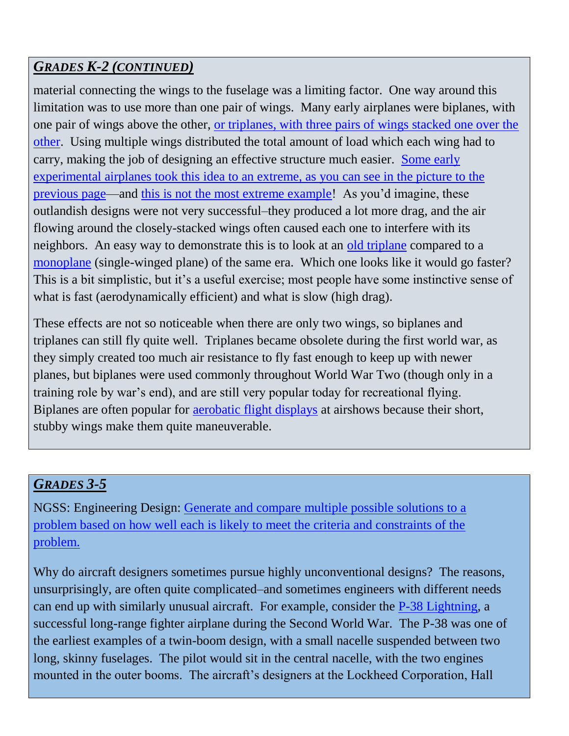## *GRADES K-2 (CONTINUED)*

material connecting the wings to the fuselage was a limiting factor. One way around this limitation was to use more than one pair of wings. Many early airplanes were biplanes, with one pair of wings above the other, or triplanes, with three pairs of wings stacked one over the other. Using multiple wings distributed the total amount of load which each wing had to carry, making the job of designing an effective structure much easier. Some early experimental airplanes took this idea to an extreme, as you can see in the picture to the previous page—and this is not the most extreme example! As you'd imagine, these outlandish designs were not very successful–they produced a lot more drag, and the air flowing around the closely-stacked wings often caused each one to interfere with its neighbors. An easy way to demonstrate this is to look at an old triplane compared to a monoplane (single-winged plane) of the same era. Which one looks like it would go faster? This is a bit simplistic, but it's a useful exercise; most people have some instinctive sense of what is fast (aerodynamically efficient) and what is slow (high drag).

These effects are not so noticeable when there are only two wings, so biplanes and triplanes can still fly quite well. Triplanes became obsolete during the first world war, as they simply created too much air resistance to fly fast enough to keep up with newer planes, but biplanes were used commonly throughout World War Two (though only in a training role by war's end), and are still very popular today for recreational flying. Biplanes are often popular for aerobatic flight displays at airshows because their short, stubby wings make them quite maneuverable.

## *GRADES 3-5*

NGSS: Engineering Design: Generate and compare multiple possible solutions to a problem based on how well each is likely to meet the criteria and constraints of the problem.

Why do aircraft designers sometimes pursue highly unconventional designs? The reasons, unsurprisingly, are often quite complicated–and sometimes engineers with different needs can end up with similarly unusual aircraft. For example, consider the P-38 Lightning, a successful long-range fighter airplane during the Second World War. The P-38 was one of the earliest examples of a twin-boom design, with a small nacelle suspended between two long, skinny fuselages. The pilot would sit in the central nacelle, with the two engines mounted in the outer booms. The aircraft's designers at the Lockheed Corporation, Hall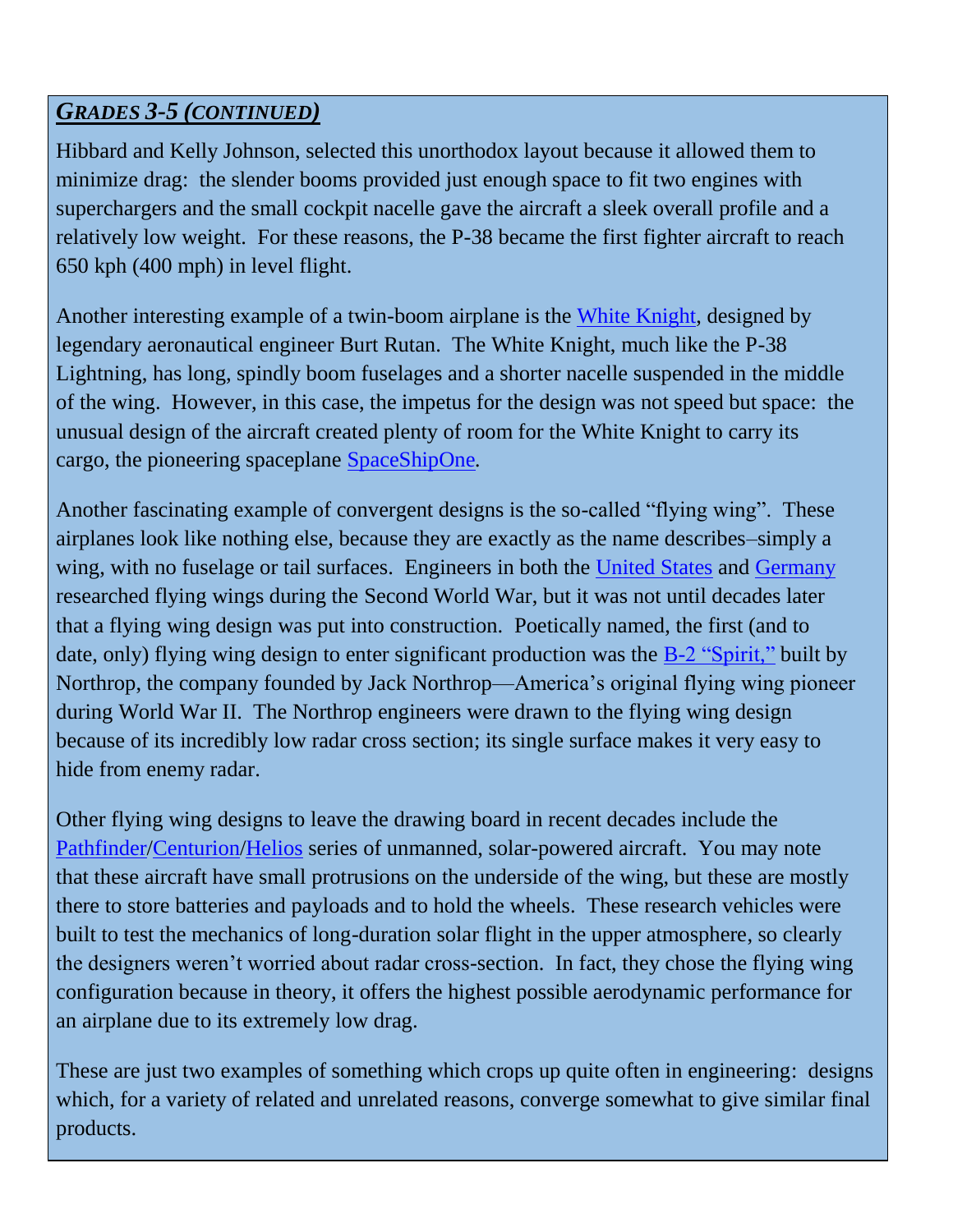## *Grades 3-5 (continued)*

Hibbard and Kelly Johnson, selected this unorthodox layout because it allowed them to minimize drag: the slender booms provided just enough space to fit two engines with superchargers and the small cockpit nacelle gave the aircraft a sleek overall profile and a relatively low weight. For these reasons, the P-38 became the first fighter aircraft to reach 650 kph (400 mph) in level flight.

Another interesting example of a twin-boom airplane is the White Knight, designed by legendary aeronautical engineer Burt Rutan. The White Knight, much like the P-38 Lightning, has long, spindly boom fuselages and a shorter nacelle suspended in the middle of the wing. However, in this case, the impetus for the design was not speed but space: the unusual design of the aircraft created plenty of room for the White Knight to carry its cargo, the pioneering spaceplane SpaceShipOne.

Another fascinating example of convergent designs is the so-called "flying wing". These airplanes look like nothing else, because they are exactly as the name describes–simply a wing, with no fuselage or tail surfaces. Engineers in both the United States and Germany researched flying wings during the Second World War, but it was not until decades later that a flying wing design was put into construction. Poetically named, the first (and to date, only) flying wing design to enter significant production was the B-2 "Spirit," built by Northrop, the company founded by Jack Northrop—America's original flying wing pioneer during World War II. The Northrop engineers were drawn to the flying wing design because of its incredibly low radar cross section; its single surface makes it very easy to hide from enemy radar.

Other flying wing designs to leave the drawing board in recent decades include the Pathfinder/Centurion/Helios series of unmanned, solar-powered aircraft. You may note that these aircraft have small protrusions on the underside of the wing, but these are mostly there to store batteries and payloads and to hold the wheels. These research vehicles were built to test the mechanics of long-duration solar flight in the upper atmosphere, so clearly the designers weren't worried about radar cross-section. In fact, they chose the flying wing configuration because in theory, it offers the highest possible aerodynamic performance for an airplane due to its extremely low drag.

These are just two examples of something which crops up quite often in engineering: designs which, for a variety of related and unrelated reasons, converge somewhat to give similar final products.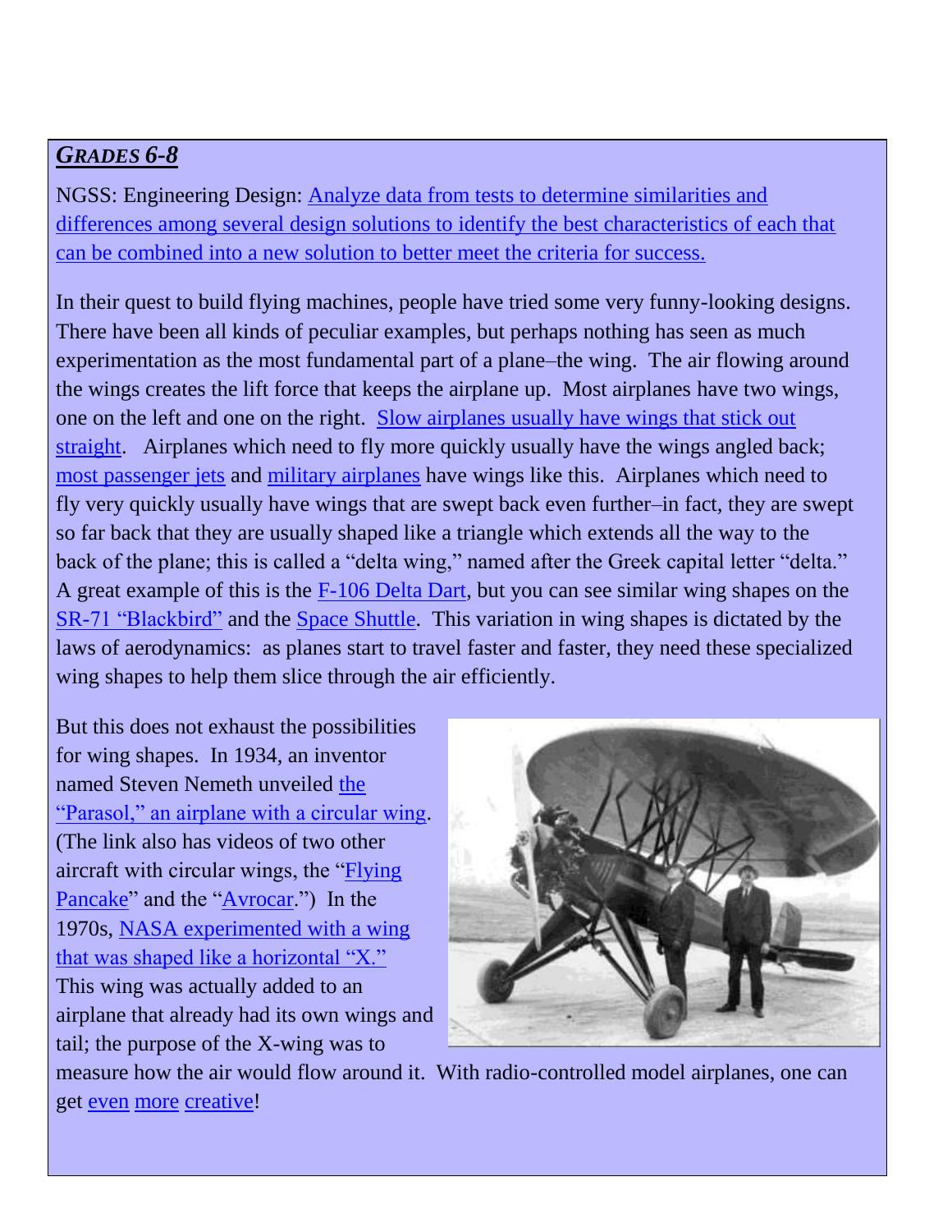## *GRADES 6-8*

NGSS: Engineering Design: Analyze data from tests to determine similarities and differences among several design solutions to identify the best characteristics of each that can be combined into a new solution to better meet the criteria for success.

In their quest to build flying machines, people have tried some very funny-looking designs. There have been all kinds of peculiar examples, but perhaps nothing has seen as much experimentation as the most fundamental part of a plane–the wing. The air flowing around the wings creates the lift force that keeps the airplane up. Most airplanes have two wings, one on the left and one on the right. Slow airplanes usually have wings that stick out straight. Airplanes which need to fly more quickly usually have the wings angled back; most passenger jets and military airplanes have wings like this. Airplanes which need to fly very quickly usually have wings that are swept back even further–in fact, they are swept so far back that they are usually shaped like a triangle which extends all the way to the back of the plane; this is called a "delta wing," named after the Greek capital letter "delta." A great example of this is the F-106 Delta Dart, but you can see similar wing shapes on the SR-71 "Blackbird" and the Space Shuttle. This variation in wing shapes is dictated by the laws of aerodynamics: as planes start to travel faster and faster, they need these specialized wing shapes to help them slice through the air efficiently.

But this does not exhaust the possibilities for wing shapes. In 1934, an inventor named Steven Nemeth unveiled the "Parasol," an airplane with a circular wing. (The link also has videos of two other aircraft with circular wings, the "Flying Pancake" and the "Avrocar.") In the 1970s, NASA experimented with a wing that was shaped like a horizontal "X." This wing was actually added to an airplane that already had its own wings and tail; the purpose of the X-wing was to measure how the air would flow around it. With radio-controlled model airplanes, one can get even more creative!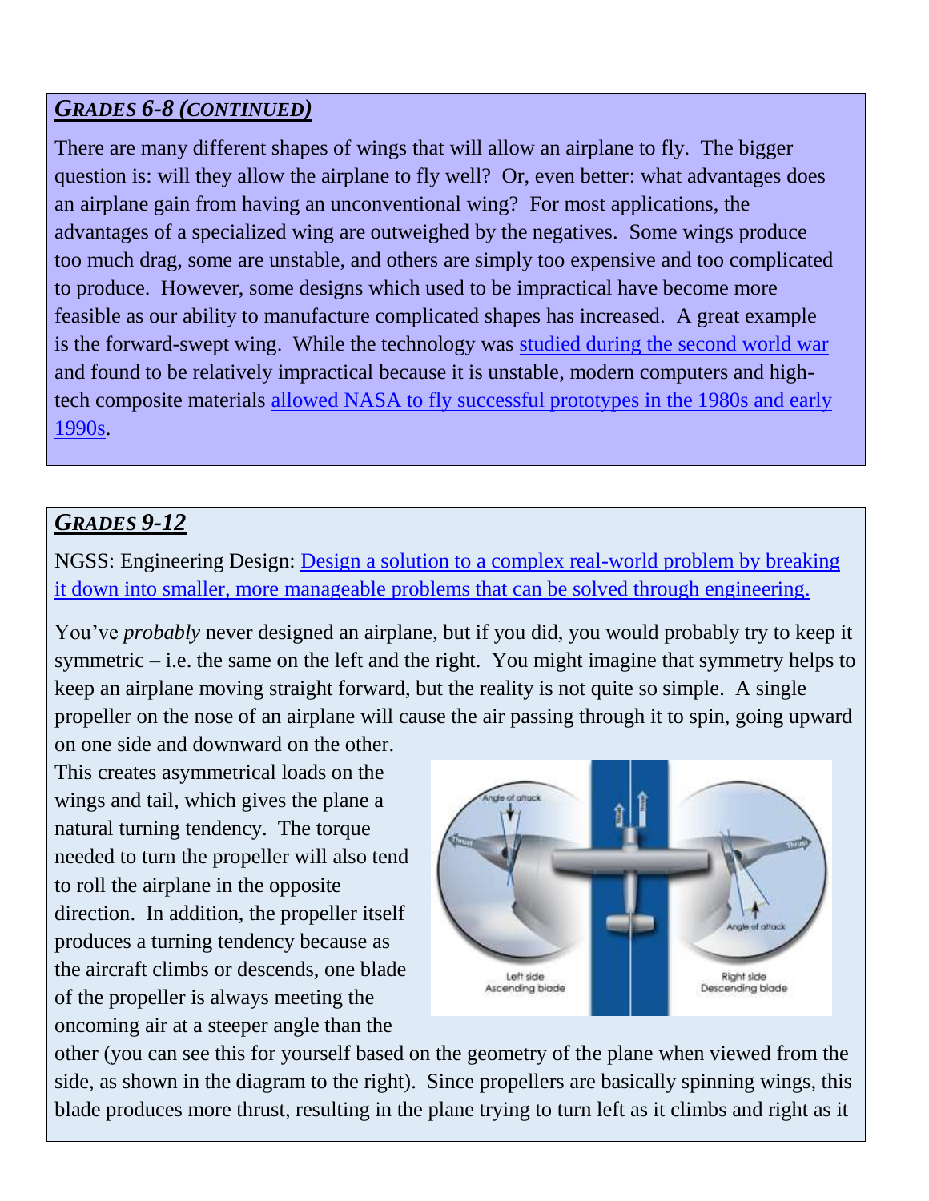## *GRADES 6-8 (CONTINUED)*

There are many different shapes of wings that will allow an airplane to fly. The bigger question is: will they allow the airplane to fly well? Or, even better: what advantages does an airplane gain from having an unconventional wing? For most applications, the advantages of a specialized wing are outweighed by the negatives. Some wings produce too much drag, some are unstable, and others are simply too expensive and too complicated to produce. However, some designs which used to be impractical have become more feasible as our ability to manufacture complicated shapes has increased. A great example is the forward-swept wing. While the technology was studied during the second world war and found to be relatively impractical because it is unstable, modern computers and high-tech composite materials allowed NASA to fly successful prototypes in the 1980s and early 1990s.

## *GRADES 9-12*

NGSS: Engineering Design: Design a solution to a complex real-world problem by breaking it down into smaller, more manageable problems that can be solved through engineering.

You've *probably* never designed an airplane, but if you did, you would probably try to keep it symmetric – i.e. the same on the left and the right. You might imagine that symmetry helps to keep an airplane moving straight forward, but the reality is not quite so simple. A single propeller on the nose of an airplane will cause the air passing through it to spin, going upward on one side and downward on the other. This creates asymmetrical loads on the wings and tail, which gives the plane a natural turning tendency. The torque needed to turn the propeller will also tend to roll the airplane in the opposite direction. In addition, the propeller itself produces a turning tendency because as the aircraft climbs or descends, one blade of the propeller is always meeting the oncoming air at a steeper angle than the other (you can see this for yourself based on the geometry of the plane when viewed from the side, as shown in the diagram to the right). Since propellers are basically spinning wings, this blade produces more thrust, resulting in the plane trying to turn left as it climbs and right as it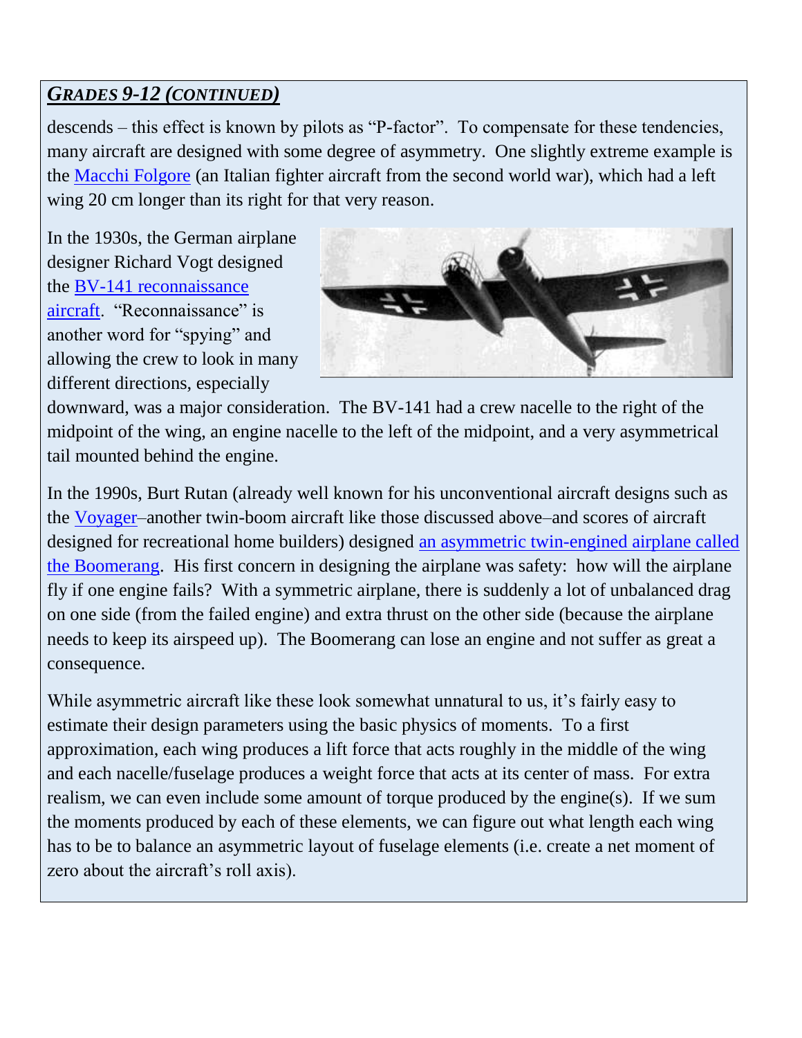## *GRADES 9-12 (CONTINUED)*

descends – this effect is known by pilots as "P-factor". To compensate for these tendencies, many aircraft are designed with some degree of asymmetry. One slightly extreme example is the Macchi Folgore (an Italian fighter aircraft from the second world war), which had a left wing 20 cm longer than its right for that very reason.

In the 1930s, the German airplane designer Richard Vogt designed the BV-141 reconnaissance aircraft. "Reconnaissance" is another word for "spying" and allowing the crew to look in many different directions, especially downward, was a major consideration. The BV-141 had a crew nacelle to the right of the midpoint of the wing, an engine nacelle to the left of the midpoint, and a very asymmetrical tail mounted behind the engine.

In the 1990s, Burt Rutan (already well known for his unconventional aircraft designs such as the Voyager–another twin-boom aircraft like those discussed above–and scores of aircraft designed for recreational home builders) designed an asymmetric twin-engined airplane called the Boomerang. His first concern in designing the airplane was safety: how will the airplane fly if one engine fails? With a symmetric airplane, there is suddenly a lot of unbalanced drag on one side (from the failed engine) and extra thrust on the other side (because the airplane needs to keep its airspeed up). The Boomerang can lose an engine and not suffer as great a consequence.

While asymmetric aircraft like these look somewhat unnatural to us, it's fairly easy to estimate their design parameters using the basic physics of moments. To a first approximation, each wing produces a lift force that acts roughly in the middle of the wing and each nacelle/fuselage produces a weight force that acts at its center of mass. For extra realism, we can even include some amount of torque produced by the engine(s). If we sum the moments produced by each of these elements, we can figure out what length each wing has to be to balance an asymmetric layout of fuselage elements (i.e. create a net moment of zero about the aircraft's roll axis).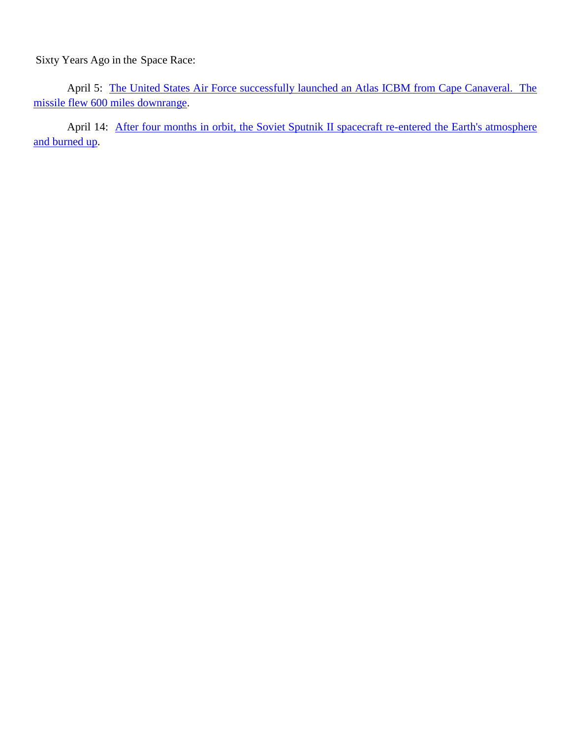Sixty Years Ago in the Space Race:

April 5: The United States Air Force successfully launched an Atlas ICBM from Cape Canaveral. The missile flew 600 miles downrange.

April 14: After four months in orbit, the Soviet Sputnik II spacecraft re-entered the Earth's atmosphere and burned up.